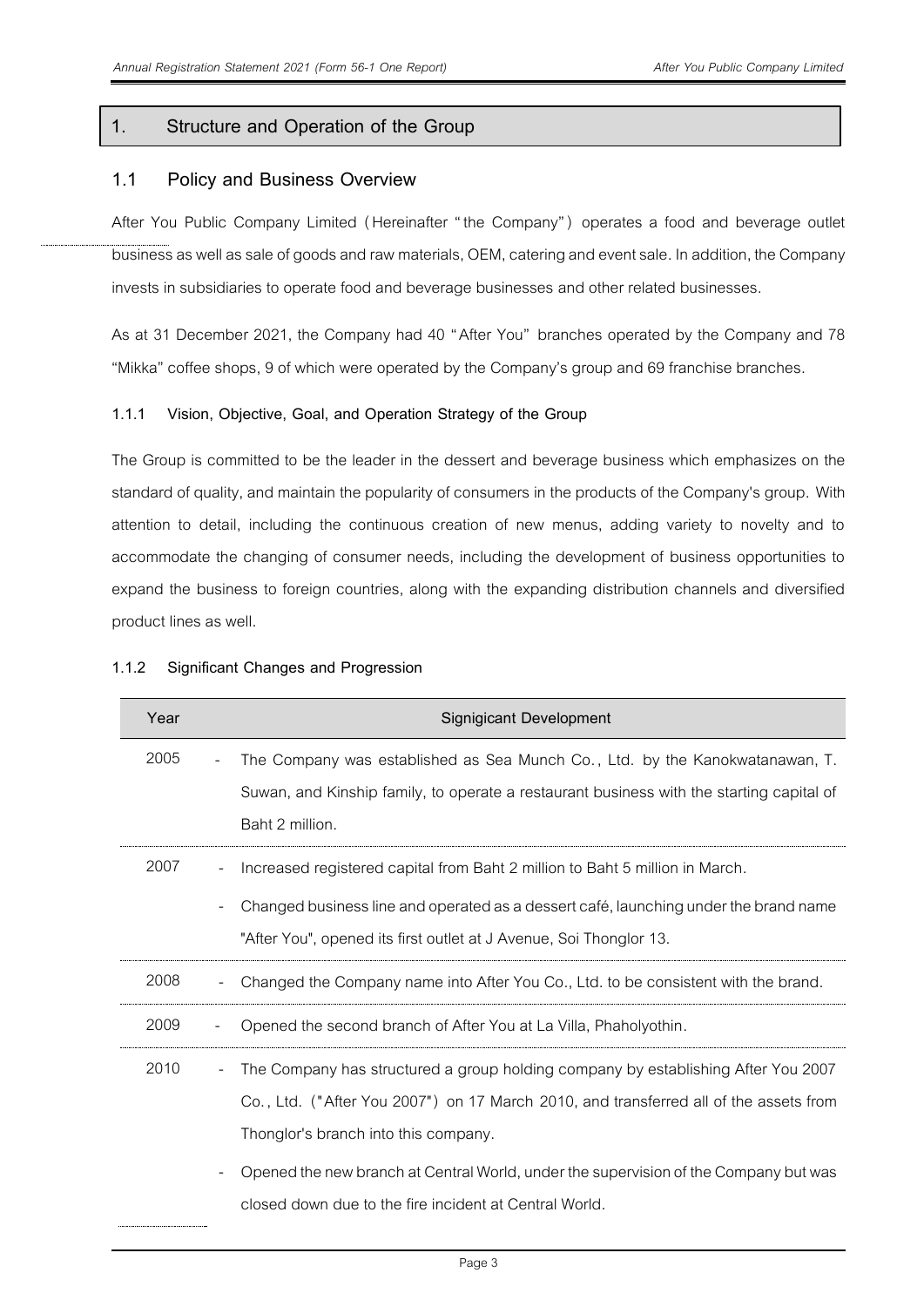# 1. Structure and Operation of the Group

## 1.1 Policy and Business Overview

After You Public Company Limited (Hereinafter "the Company") operates a food and beverage outlet business as well as sale of goods and raw materials, OEM, catering and event sale. In addition, the Company invests in subsidiaries to operate food and beverage businesses and other related businesses.

As at 31 December 2021, the Company had 40 "After You" branches operated by the Company and 78 "Mikka" coffee shops, 9 of which were operated by the Company's group and 69 franchise branches.

### 1.1.1 Vision, Objective, Goal, and Operation Strategy of the Group

The Group is committed to be the leader in the dessert and beverage business which emphasizes on the standard of quality, and maintain the popularity of consumers in the products of the Company's group. With attention to detail, including the continuous creation of new menus, adding variety to novelty and to accommodate the changing of consumer needs, including the development of business opportunities to expand the business to foreign countries, along with the expanding distribution channels and diversified product lines as well.

### 1.1.2 Significant Changes and Progression

| Year | Signigicant Development |
|---|---|
| 2005 | - The Company was established as Sea Munch Co., Ltd. by the Kanokwatanawan, T. Suwan, and Kinship family, to operate a restaurant business with the starting capital of Baht 2 million. |
| 2007 | - Increased registered capital from Baht 2 million to Baht 5 million in March.<br>- Changed business line and operated as a dessert café, launching under the brand name "After You", opened its first outlet at J Avenue, Soi Thonglor 13. |
| 2008 | - Changed the Company name into After You Co., Ltd. to be consistent with the brand. |
| 2009 | - Opened the second branch of After You at La Villa, Phaholyothin. |
| 2010 | - The Company has structured a group holding company by establishing After You 2007 Co., Ltd. ("After You 2007") on 17 March 2010, and transferred all of the assets from Thonglor's branch into this company.<br>- Opened the new branch at Central World, under the supervision of the Company but was closed down due to the fire incident at Central World. |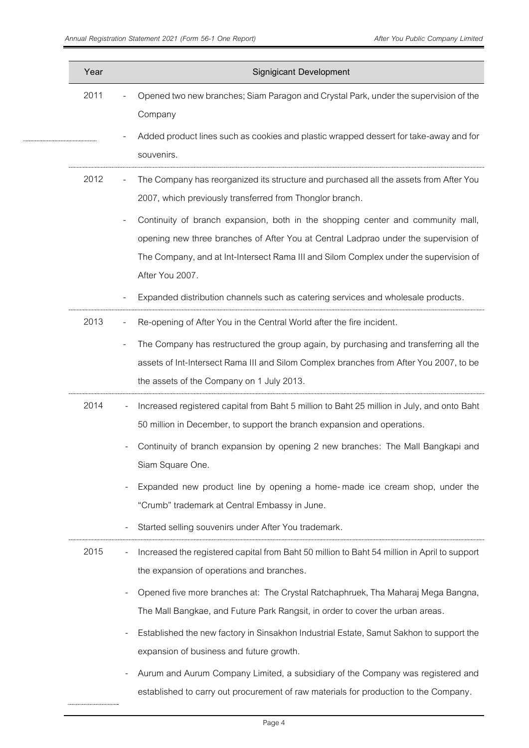| Year | Signigicant Development |
|---|---|
| 2011 | - Opened two new branches; Siam Paragon and Crystal Park, under the supervision of the Company<br>- Added product lines such as cookies and plastic wrapped dessert for take-away and for souvenirs. |
| 2012 | - The Company has reorganized its structure and purchased all the assets from After You 2007, which previously transferred from Thonglor branch.<br>- Continuity of branch expansion, both in the shopping center and community mall, opening new three branches of After You at Central Ladprao under the supervision of The Company, and at Int-Intersect Rama III and Silom Complex under the supervision of After You 2007.<br>- Expanded distribution channels such as catering services and wholesale products. |
| 2013 | - Re-opening of After You in the Central World after the fire incident.<br>- The Company has restructured the group again, by purchasing and transferring all the assets of Int-Intersect Rama III and Silom Complex branches from After You 2007, to be the assets of the Company on 1 July 2013. |
| 2014 | - Increased registered capital from Baht 5 million to Baht 25 million in July, and onto Baht 50 million in December, to support the branch expansion and operations.<br>- Continuity of branch expansion by opening 2 new branches: The Mall Bangkapi and Siam Square One.<br>- Expanded new product line by opening a home-made ice cream shop, under the "Crumb" trademark at Central Embassy in June.<br>- Started selling souvenirs under After You trademark. |
| 2015 | - Increased the registered capital from Baht 50 million to Baht 54 million in April to support the expansion of operations and branches.<br>- Opened five more branches at: The Crystal Ratchaphruek, Tha Maharaj Mega Bangna, The Mall Bangkae, and Future Park Rangsit, in order to cover the urban areas.<br>- Established the new factory in Sinsakhon Industrial Estate, Samut Sakhon to support the expansion of business and future growth.<br>- Aurum and Aurum Company Limited, a subsidiary of the Company was registered and established to carry out procurement of raw materials for production to the Company. |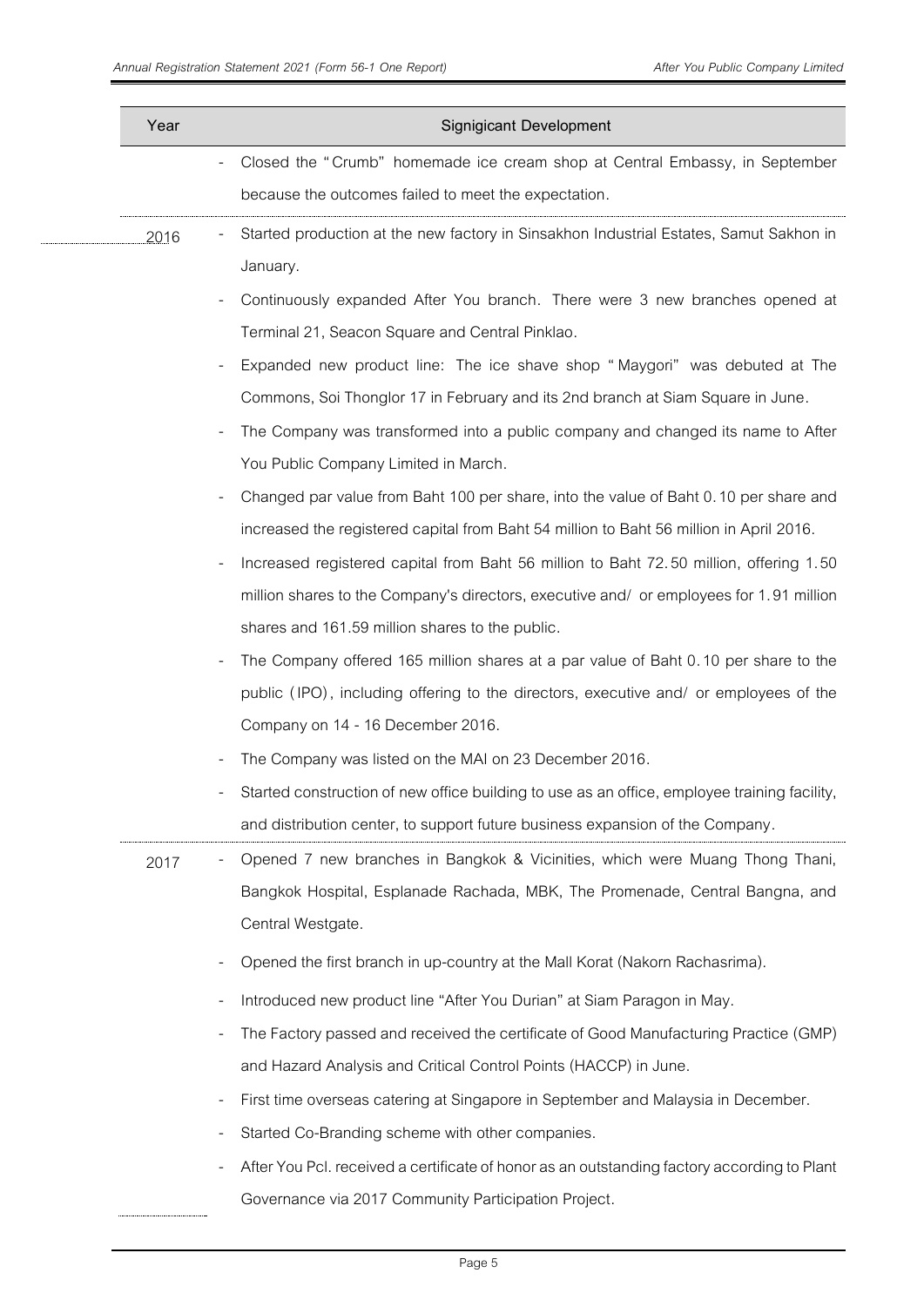| Year | Signigicant Development |
| --- | --- |
| | - Closed the "Crumb" homemade ice cream shop at Central Embassy, in September because the outcomes failed to meet the expectation. |
| 2016 | - Started production at the new factory in Sinsakhon Industrial Estates, Samut Sakhon in January.<br>- Continuously expanded After You branch. There were 3 new branches opened at Terminal 21, Seacon Square and Central Pinklao.<br>- Expanded new product line: The ice shave shop "Maygori" was debuted at The Commons, Soi Thonglor 17 in February and its 2nd branch at Siam Square in June.<br>- The Company was transformed into a public company and changed its name to After You Public Company Limited in March.<br>- Changed par value from Baht 100 per share, into the value of Baht 0.10 per share and increased the registered capital from Baht 54 million to Baht 56 million in April 2016.<br>- Increased registered capital from Baht 56 million to Baht 72.50 million, offering 1.50 million shares to the Company's directors, executive and/ or employees for 1.91 million shares and 161.59 million shares to the public.<br>- The Company offered 165 million shares at a par value of Baht 0.10 per share to the public (IPO), including offering to the directors, executive and/ or employees of the Company on 14 - 16 December 2016.<br>- The Company was listed on the MAI on 23 December 2016.<br>- Started construction of new office building to use as an office, employee training facility, and distribution center, to support future business expansion of the Company. |
| 2017 | - Opened 7 new branches in Bangkok & Vicinities, which were Muang Thong Thani, Bangkok Hospital, Esplanade Rachada, MBK, The Promenade, Central Bangna, and Central Westgate.<br>- Opened the first branch in up-country at the Mall Korat (Nakorn Rachasrima).<br>- Introduced new product line "After You Durian" at Siam Paragon in May.<br>- The Factory passed and received the certificate of Good Manufacturing Practice (GMP) and Hazard Analysis and Critical Control Points (HACCP) in June.<br>- First time overseas catering at Singapore in September and Malaysia in December.<br>- Started Co-Branding scheme with other companies.<br>- After You Pcl. received a certificate of honor as an outstanding factory according to Plant Governance via 2017 Community Participation Project. |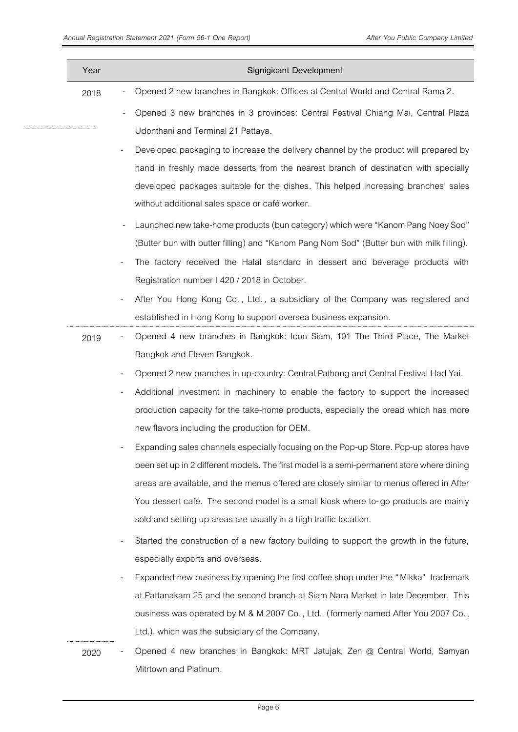| Year | Signigicant Development |
| --- | --- |
| 2018 | - Opened 2 new branches in Bangkok: Offices at Central World and Central Rama 2.<br>- Opened 3 new branches in 3 provinces: Central Festival Chiang Mai, Central Plaza Udonthani and Terminal 21 Pattaya.<br>- Developed packaging to increase the delivery channel by the product will prepared by hand in freshly made desserts from the nearest branch of destination with specially developed packages suitable for the dishes. This helped increasing branches' sales without additional sales space or café worker.<br>- Launched new take-home products (bun category) which were "Kanom Pang Noey Sod" (Butter bun with butter filling) and "Kanom Pang Nom Sod" (Butter bun with milk filling).<br>- The factory received the Halal standard in dessert and beverage products with Registration number I 420 / 2018 in October.<br>- After You Hong Kong Co., Ltd., a subsidiary of the Company was registered and established in Hong Kong to support oversea business expansion. |
| 2019 | - Opened 4 new branches in Bangkok: Icon Siam, 101 The Third Place, The Market Bangkok and Eleven Bangkok.<br>- Opened 2 new branches in up-country: Central Pathong and Central Festival Had Yai.<br>- Additional investment in machinery to enable the factory to support the increased production capacity for the take-home products, especially the bread which has more new flavors including the production for OEM.<br>- Expanding sales channels especially focusing on the Pop-up Store. Pop-up stores have been set up in 2 different models. The first model is a semi-permanent store where dining areas are available, and the menus offered are closely similar to menus offered in After You dessert café. The second model is a small kiosk where to-go products are mainly sold and setting up areas are usually in a high traffic location.<br>- Started the construction of a new factory building to support the growth in the future, especially exports and overseas.<br>- Expanded new business by opening the first coffee shop under the "Mikka" trademark at Pattanakarn 25 and the second branch at Siam Nara Market in late December. This business was operated by M & M 2007 Co., Ltd. (formerly named After You 2007 Co., Ltd.), which was the subsidiary of the Company. |
| 2020 | - Opened 4 new branches in Bangkok: MRT Jatujak, Zen @ Central World, Samyan Mitrtown and Platinum. |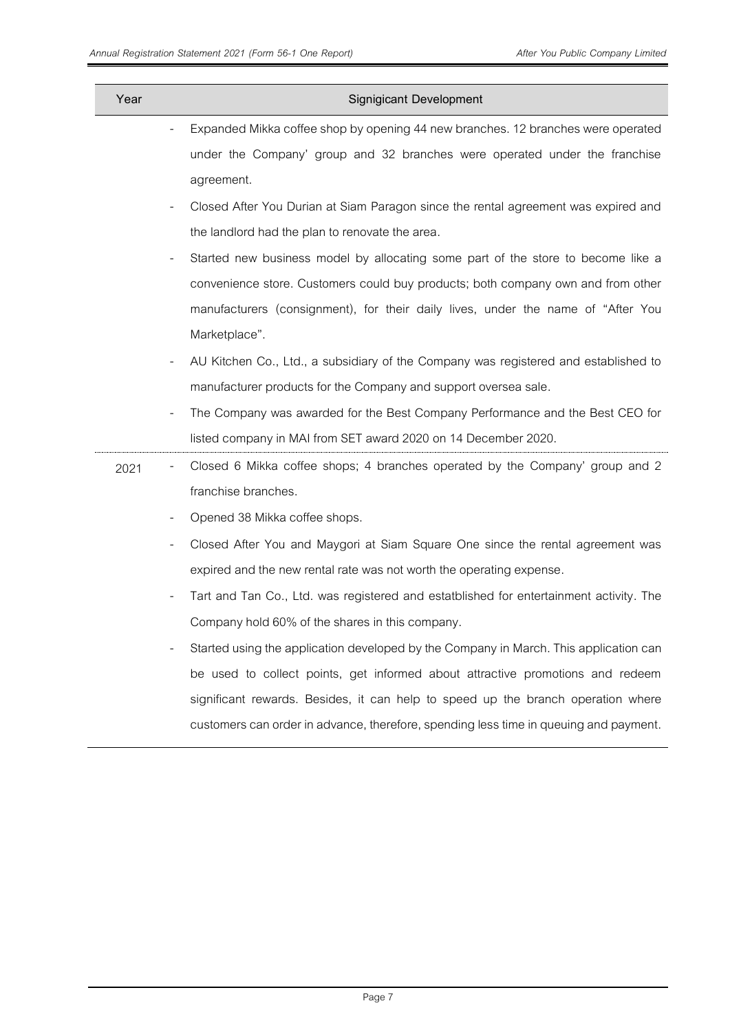| Year | Signigicant Development |
|---|---|
| | - Expanded Mikka coffee shop by opening 44 new branches. 12 branches were operated under the Company' group and 32 branches were operated under the franchise agreement.<br>- Closed After You Durian at Siam Paragon since the rental agreement was expired and the landlord had the plan to renovate the area.<br>- Started new business model by allocating some part of the store to become like a convenience store. Customers could buy products; both company own and from other manufacturers (consignment), for their daily lives, under the name of "After You Marketplace".<br>- AU Kitchen Co., Ltd., a subsidiary of the Company was registered and established to manufacturer products for the Company and support oversea sale.<br>- The Company was awarded for the Best Company Performance and the Best CEO for listed company in MAI from SET award 2020 on 14 December 2020. |
| 2021 | - Closed 6 Mikka coffee shops; 4 branches operated by the Company' group and 2 franchise branches.<br>- Opened 38 Mikka coffee shops.<br>- Closed After You and Maygori at Siam Square One since the rental agreement was expired and the new rental rate was not worth the operating expense.<br>- Tart and Tan Co., Ltd. was registered and estatblished for entertainment activity. The Company hold 60% of the shares in this company.<br>- Started using the application developed by the Company in March. This application can be used to collect points, get informed about attractive promotions and redeem significant rewards. Besides, it can help to speed up the branch operation where customers can order in advance, therefore, spending less time in queuing and payment. |